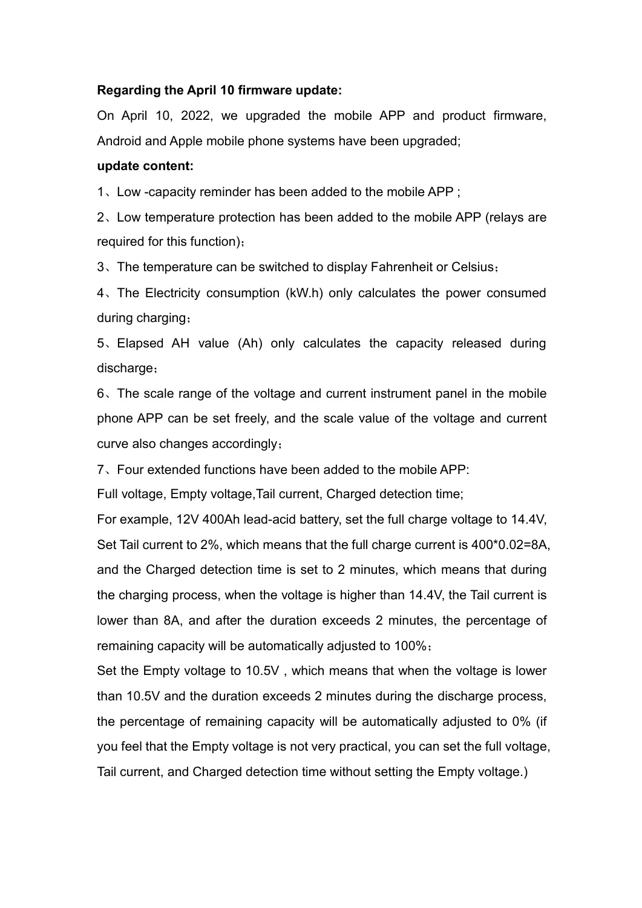**Regarding the April 10 firmware update:**

On April 10, 2022, we upgraded the mobile APP and product firmware, Android and Apple mobile phone systems have been upgraded;

**update content:**

1、Low -capacity reminder has been added to the mobile APP ;

2、Low temperature protection has been added to the mobile APP (relays are required for this function)；

3、The temperature can be switched to display Fahrenheit or Celsius；

4、The Electricity consumption (kW.h) only calculates the power consumed during charging；

5、Elapsed AH value (Ah) only calculates the capacity released during discharge；

6、The scale range of the voltage and current instrument panel in the mobile phone APP can be set freely, and the scale value of the voltage and current curve also changes accordingly；

7、Four extended functions have been added to the mobile APP:

Full voltage, Empty voltage,Tail current, Charged detection time;

For example, 12V 400Ah lead-acid battery, set the full charge voltage to 14.4V, Set Tail current to 2%, which means that the full charge current is 400*0.02=8A, and the Charged detection time is set to 2 minutes, which means that during the charging process, when the voltage is higher than 14.4V, the Tail current is lower than 8A, and after the duration exceeds 2 minutes, the percentage of remaining capacity will be automatically adjusted to 100%；

Set the Empty voltage to 10.5V , which means that when the voltage is lower than 10.5V and the duration exceeds 2 minutes during the discharge process, the percentage of remaining capacity will be automatically adjusted to 0% (if you feel that the Empty voltage is not very practical, you can set the full voltage, Tail current, and Charged detection time without setting the Empty voltage.)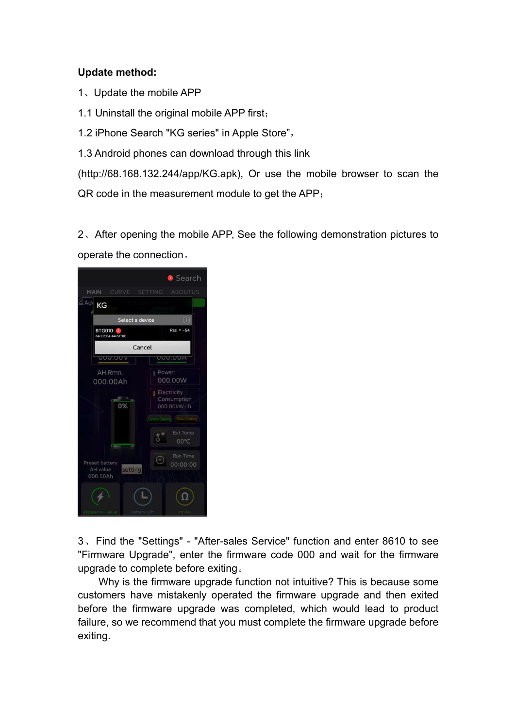**Update method:**

1、Update the mobile APP

1.1 Uninstall the original mobile APP first；

1.2 iPhone Search "KG series" in Apple Store"，

1.3 Android phones can download through this link (http://68.168.132.244/app/KG.apk), Or use the mobile browser to scan the QR code in the measurement module to get the APP；

2、After opening the mobile APP, See the following demonstration pictures to operate the connection。

3、Find the "Settings" - "After-sales Service" function and enter 8610 to see "Firmware Upgrade", enter the firmware code 000 and wait for the firmware upgrade to complete before exiting。

Why is the firmware upgrade function not intuitive? This is because some customers have mistakenly operated the firmware upgrade and then exited before the firmware upgrade was completed, which would lead to product failure, so we recommend that you must complete the firmware upgrade before exiting.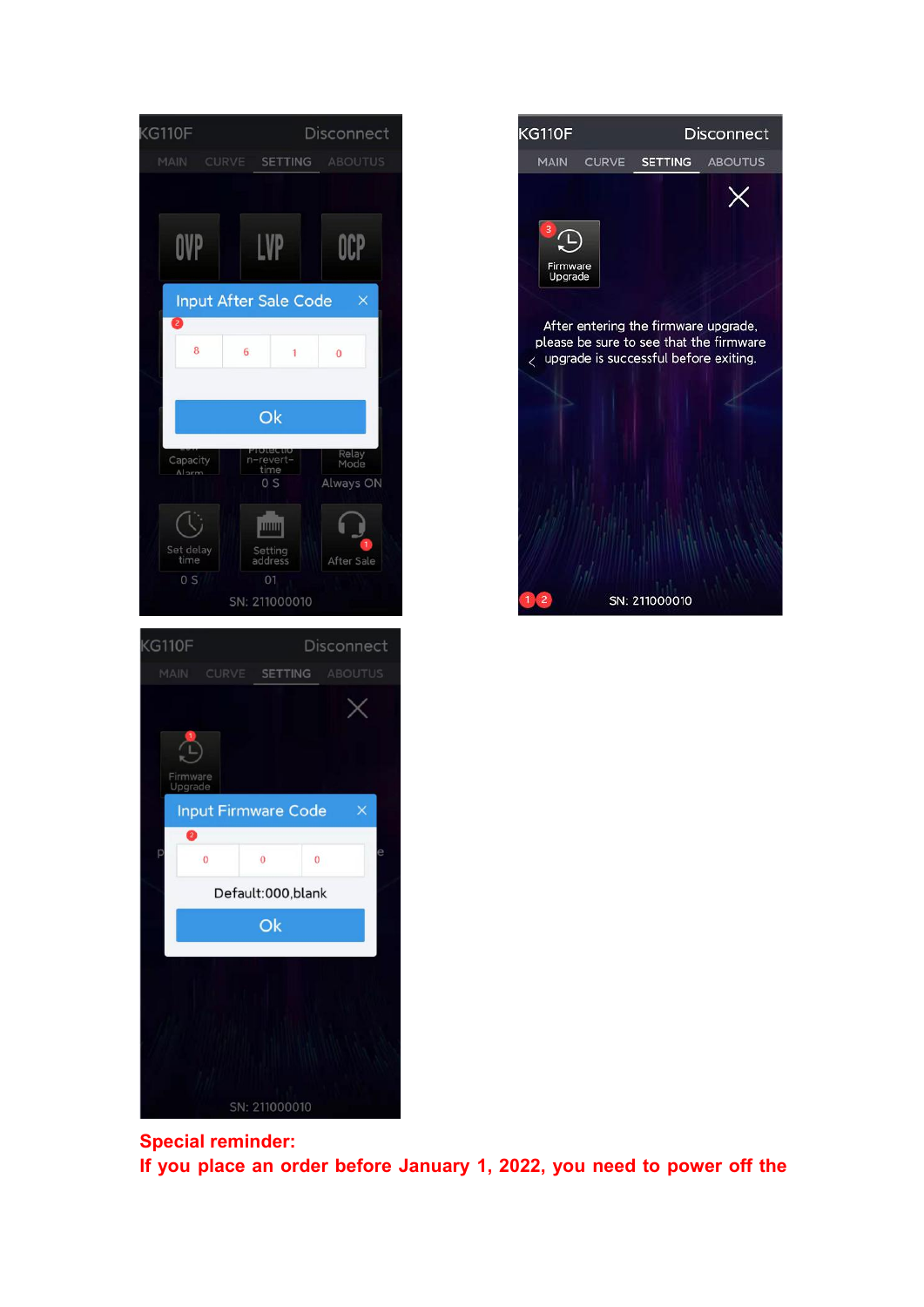**Special reminder:**

**If you place an order before January 1, 2022, you need to power off the**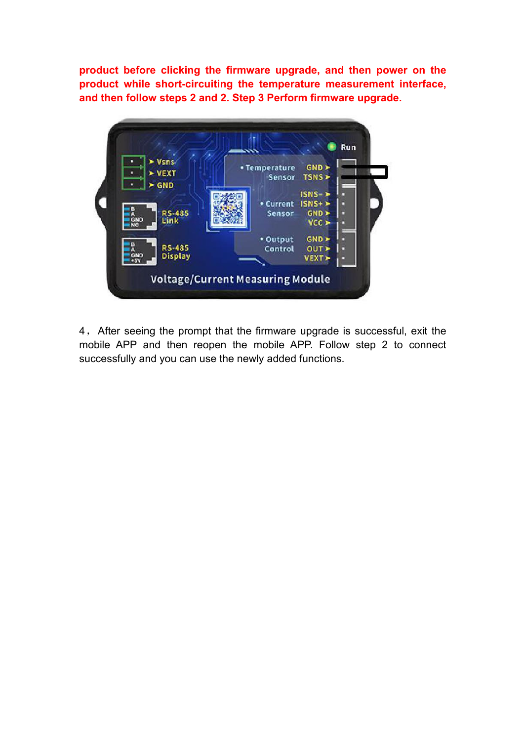**product before clicking the firmware upgrade, and then power on the product while short-circuiting the temperature measurement interface, and then follow steps 2 and 2. Step 3 Perform firmware upgrade.**

4， After seeing the prompt that the firmware upgrade is successful, exit the mobile APP and then reopen the mobile APP. Follow step 2 to connect successfully and you can use the newly added functions.